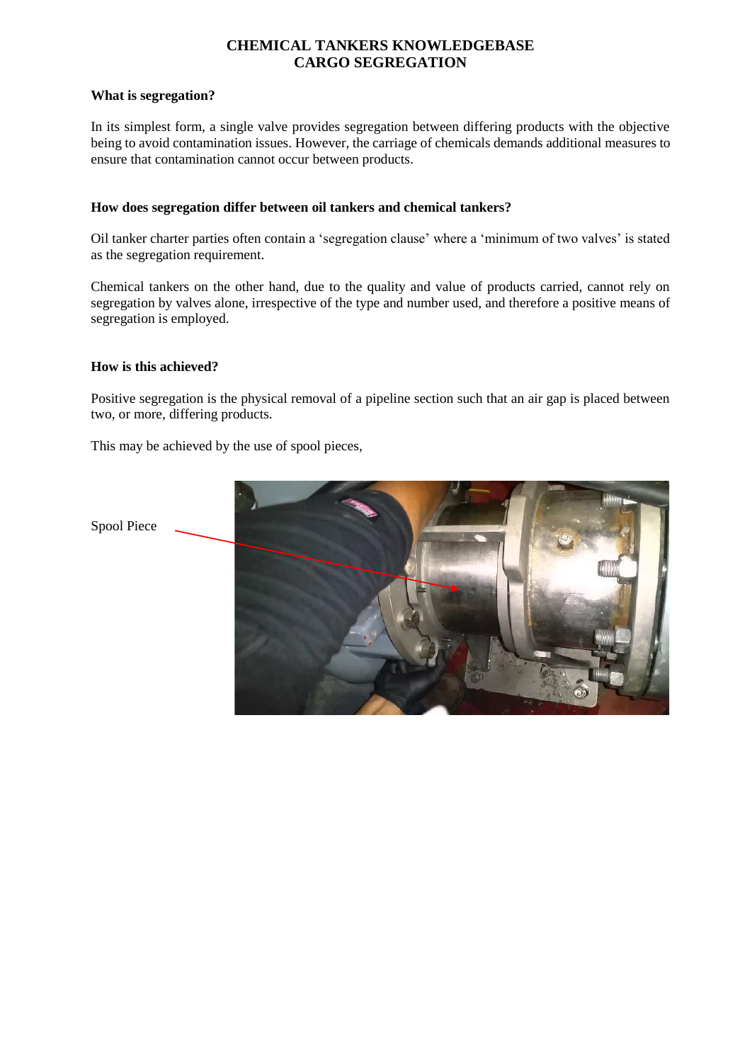# CHEMICAL TANKERS KNOWLEDGEBASE
# CARGO SEGREGATION

**What is segregation?**

In its simplest form, a single valve provides segregation between differing products with the objective being to avoid contamination issues. However, the carriage of chemicals demands additional measures to ensure that contamination cannot occur between products.

**How does segregation differ between oil tankers and chemical tankers?**

Oil tanker charter parties often contain a 'segregation clause' where a 'minimum of two valves' is stated as the segregation requirement.

Chemical tankers on the other hand, due to the quality and value of products carried, cannot rely on segregation by valves alone, irrespective of the type and number used, and therefore a positive means of segregation is employed.

**How is this achieved?**

Positive segregation is the physical removal of a pipeline section such that an air gap is placed between two, or more, differing products.

This may be achieved by the use of spool pieces,

Spool Piece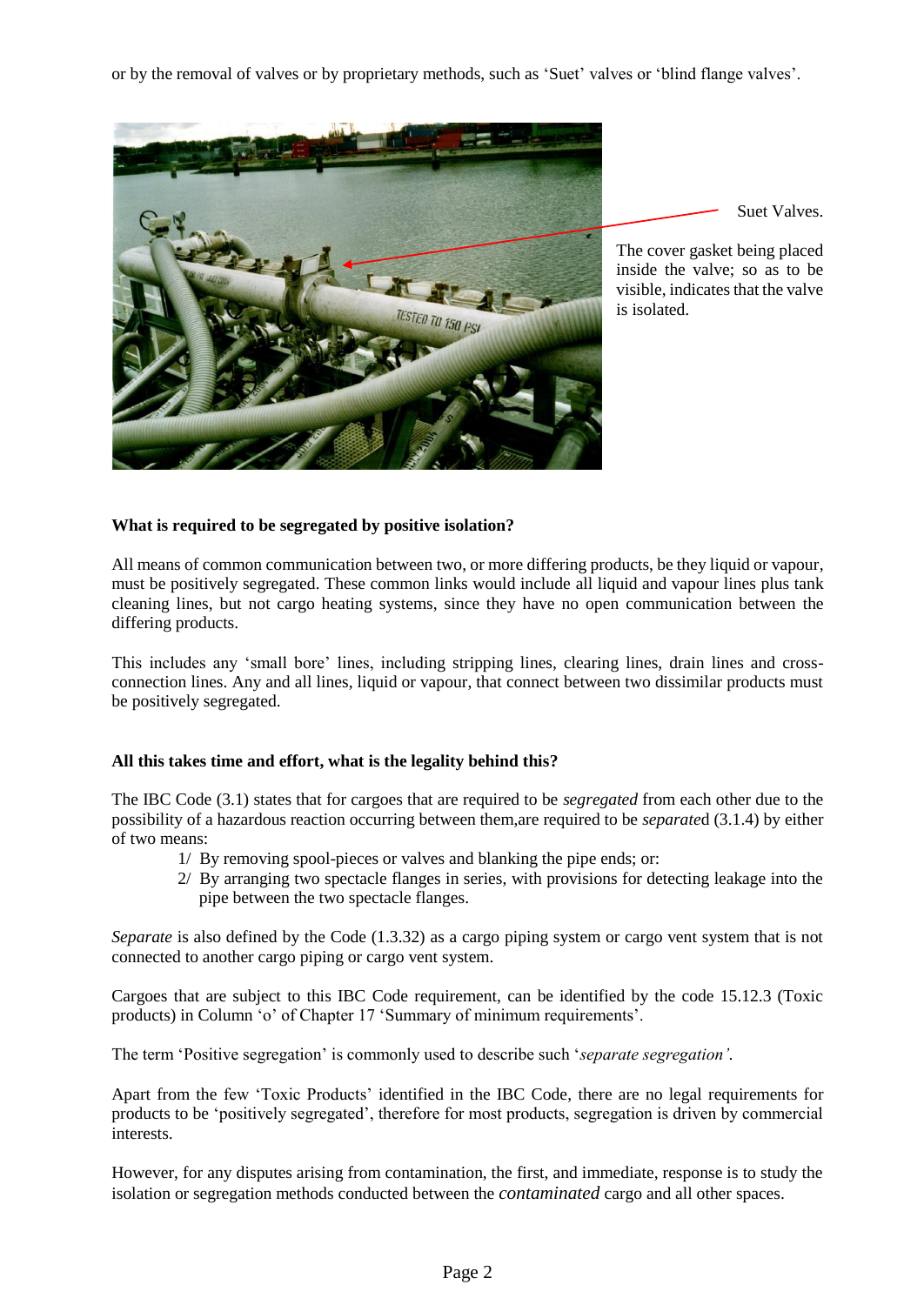or by the removal of valves or by proprietary methods, such as 'Suet' valves or 'blind flange valves'.

Suet Valves.

The cover gasket being placed inside the valve; so as to be visible, indicates that the valve is isolated.

**What is required to be segregated by positive isolation?**

All means of common communication between two, or more differing products, be they liquid or vapour, must be positively segregated. These common links would include all liquid and vapour lines plus tank cleaning lines, but not cargo heating systems, since they have no open communication between the differing products.

This includes any 'small bore' lines, including stripping lines, clearing lines, drain lines and cross-connection lines. Any and all lines, liquid or vapour, that connect between two dissimilar products must be positively segregated.

**All this takes time and effort, what is the legality behind this?**

The IBC Code (3.1) states that for cargoes that are required to be *segregated* from each other due to the possibility of a hazardous reaction occurring between them,are required to be *separated* (3.1.4) by either of two means:

1/ By removing spool-pieces or valves and blanking the pipe ends; or:
2/ By arranging two spectacle flanges in series, with provisions for detecting leakage into the pipe between the two spectacle flanges.

*Separate* is also defined by the Code (1.3.32) as a cargo piping system or cargo vent system that is not connected to another cargo piping or cargo vent system.

Cargoes that are subject to this IBC Code requirement, can be identified by the code 15.12.3 (Toxic products) in Column 'o' of Chapter 17 'Summary of minimum requirements'.

The term 'Positive segregation' is commonly used to describe such '*separate segregation'*.

Apart from the few 'Toxic Products' identified in the IBC Code, there are no legal requirements for products to be 'positively segregated', therefore for most products, segregation is driven by commercial interests.

However, for any disputes arising from contamination, the first, and immediate, response is to study the isolation or segregation methods conducted between the *contaminated* cargo and all other spaces.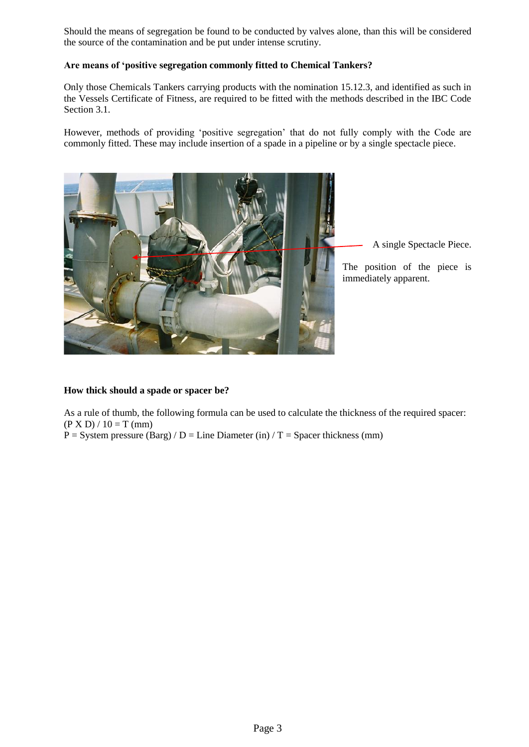Should the means of segregation be found to be conducted by valves alone, than this will be considered the source of the contamination and be put under intense scrutiny.

**Are means of 'positive segregation commonly fitted to Chemical Tankers?**

Only those Chemicals Tankers carrying products with the nomination 15.12.3, and identified as such in the Vessels Certificate of Fitness, are required to be fitted with the methods described in the IBC Code Section 3.1.

However, methods of providing 'positive segregation' that do not fully comply with the Code are commonly fitted. These may include insertion of a spade in a pipeline or by a single spectacle piece.

A single Spectacle Piece.

The position of the piece is immediately apparent.

**How thick should a spade or spacer be?**

As a rule of thumb, the following formula can be used to calculate the thickness of the required spacer:
$(P \times D) / 10 = T$ (mm)
$P$ = System pressure (Barg) / $D$ = Line Diameter (in) / $T$ = Spacer thickness (mm)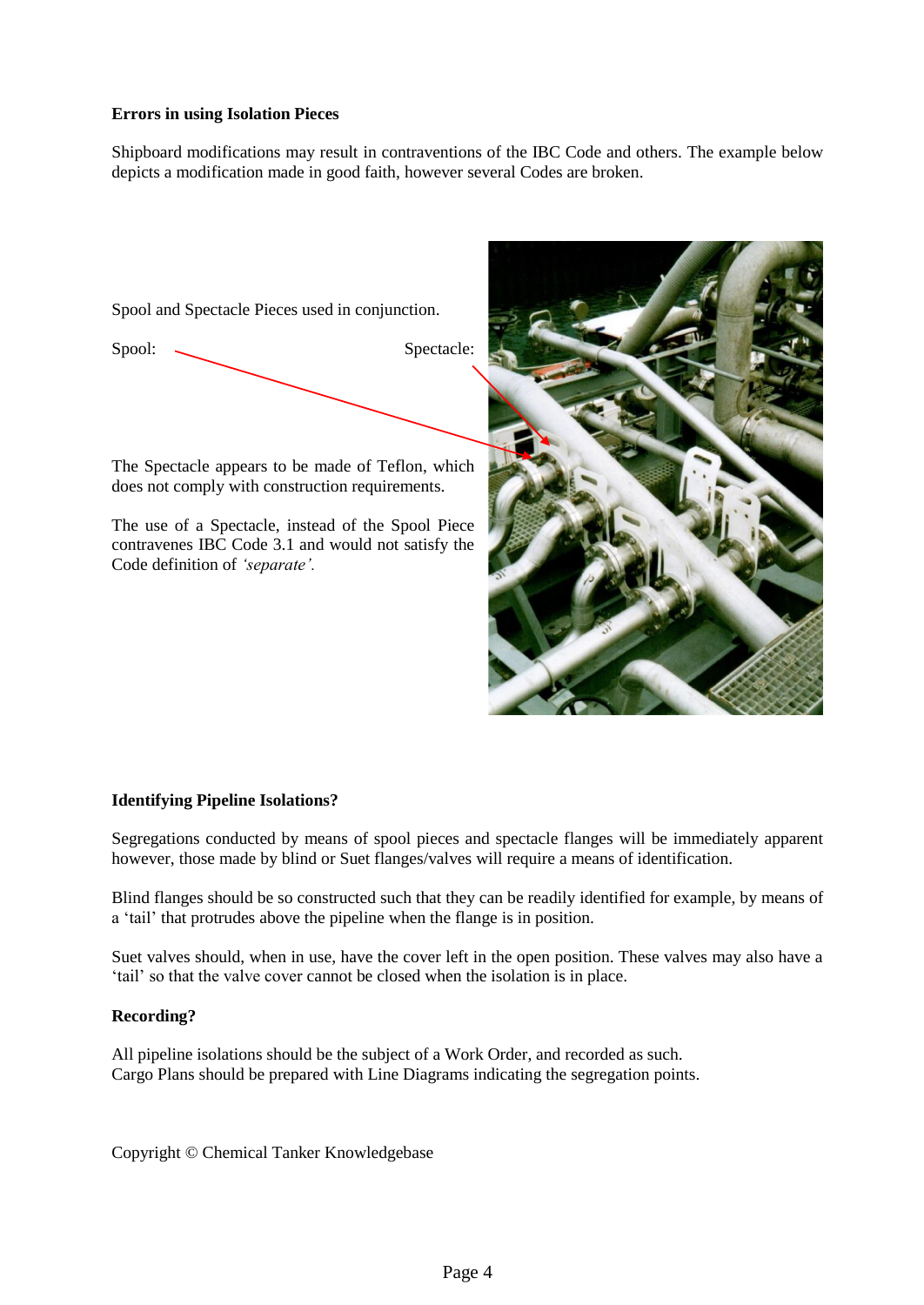**Errors in using Isolation Pieces**

Shipboard modifications may result in contraventions of the IBC Code and others. The example below depicts a modification made in good faith, however several Codes are broken.

Spool and Spectacle Pieces used in conjunction.

Spool: Spectacle:

The Spectacle appears to be made of Teflon, which does not comply with construction requirements.

The use of a Spectacle, instead of the Spool Piece contravenes IBC Code 3.1 and would not satisfy the Code definition of *'separate'.*

**Identifying Pipeline Isolations?**

Segregations conducted by means of spool pieces and spectacle flanges will be immediately apparent however, those made by blind or Suet flanges/valves will require a means of identification.

Blind flanges should be so constructed such that they can be readily identified for example, by means of a 'tail' that protrudes above the pipeline when the flange is in position.

Suet valves should, when in use, have the cover left in the open position. These valves may also have a 'tail' so that the valve cover cannot be closed when the isolation is in place.

**Recording?**

All pipeline isolations should be the subject of a Work Order, and recorded as such.
Cargo Plans should be prepared with Line Diagrams indicating the segregation points.

Copyright © Chemical Tanker Knowledgebase